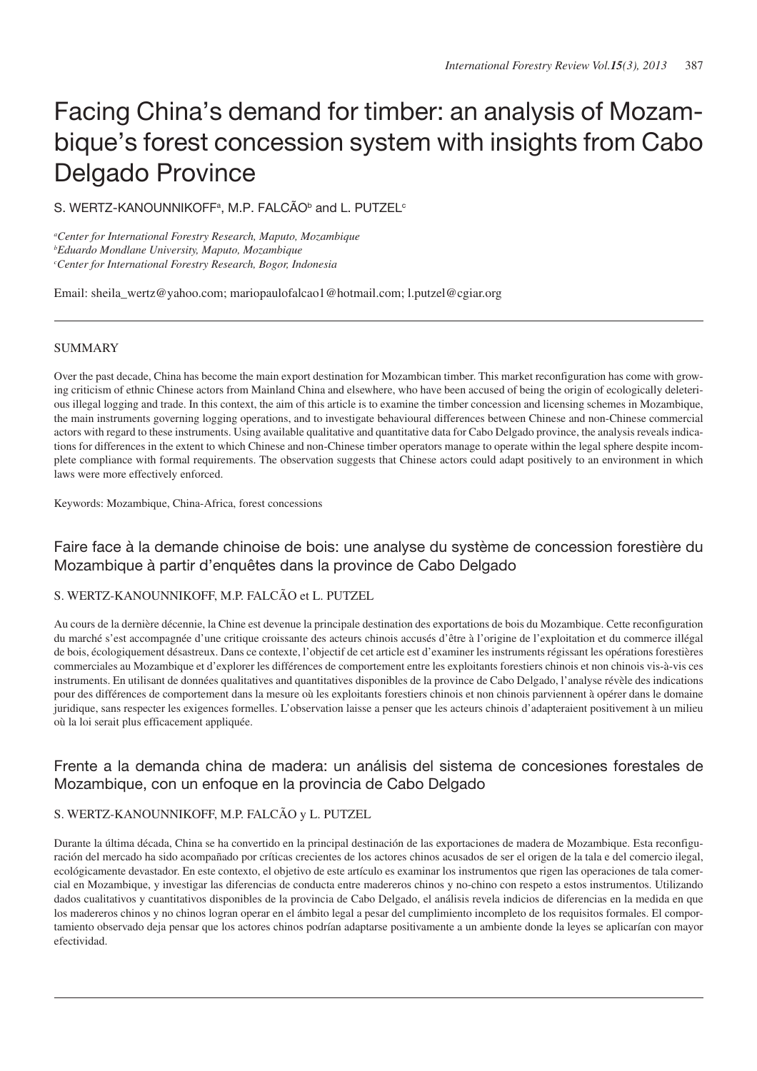# Facing China's demand for timber: an analysis of Mozambique's forest concession system with insights from Cabo Delgado Province

S. WERTZ-KANOUNNIKOFF[a], M.P. FALCÃO[b] and L. PUTZEL[c]

[a] *Center for International Forestry Research, Maputo, Mozambique*
[b] *Eduardo Mondlane University, Maputo, Mozambique*
[c] *Center for International Forestry Research, Bogor, Indonesia*

Email: sheila_wertz@yahoo.com; mariopaulofalcao1@hotmail.com; l.putzel@cgiar.org

## SUMMARY

Over the past decade, China has become the main export destination for Mozambican timber. This market reconfiguration has come with growing criticism of ethnic Chinese actors from Mainland China and elsewhere, who have been accused of being the origin of ecologically deleterious illegal logging and trade. In this context, the aim of this article is to examine the timber concession and licensing schemes in Mozambique, the main instruments governing logging operations, and to investigate behavioural differences between Chinese and non-Chinese commercial actors with regard to these instruments. Using available qualitative and quantitative data for Cabo Delgado province, the analysis reveals indications for differences in the extent to which Chinese and non-Chinese timber operators manage to operate within the legal sphere despite incomplete compliance with formal requirements. The observation suggests that Chinese actors could adapt positively to an environment in which laws were more effectively enforced.

Keywords: Mozambique, China-Africa, forest concessions

## Faire face à la demande chinoise de bois: une analyse du système de concession forestière du Mozambique à partir d'enquêtes dans la province de Cabo Delgado

S. WERTZ-KANOUNNIKOFF, M.P. FALCÃO et L. PUTZEL

Au cours de la dernière décennie, la Chine est devenue la principale destination des exportations de bois du Mozambique. Cette reconfiguration du marché s'est accompagnée d'une critique croissante des acteurs chinois accusés d'être à l'origine de l'exploitation et du commerce illégal de bois, écologiquement désastreux. Dans ce contexte, l'objectif de cet article est d'examiner les instruments régissant les opérations forestières commerciales au Mozambique et d'explorer les différences de comportement entre les exploitants forestiers chinois et non chinois vis-à-vis ces instruments. En utilisant de données qualitatives and quantitatives disponibles de la province de Cabo Delgado, l'analyse révèle des indications pour des différences de comportement dans la mesure où les exploitants forestiers chinois et non chinois parviennent à opérer dans le domaine juridique, sans respecter les exigences formelles. L'observation laisse à penser que les acteurs chinois d'adapteraient positivement à un milieu où la loi serait plus efficacement appliquée.

## Frente a la demanda china de madera: un análisis del sistema de concesiones forestales de Mozambique, con un enfoque en la provincia de Cabo Delgado

S. WERTZ-KANOUNNIKOFF, M.P. FALCÃO y L. PUTZEL

Durante la última década, China se ha convertido en la principal destinación de las exportaciones de madera de Mozambique. Esta reconfiguración del mercado ha sido acompañado por críticas crecientes de los actores chinos acusados de ser el origen de la tala e del comercio ilegal, ecológicamente devastador. En este contexto, el objetivo de este artículo es examinar los instrumentos que rigen las operaciones de tala comercial en Mozambique, y investigar las diferencias de conducta entre madereros chinos y no-chino con respeto a estos instrumentos. Utilizando dados cualitativos y cuantitativos disponibles de la provincia de Cabo Delgado, el análisis revela indicios de diferencias en la medida en que los madereros chinos y no chinos logran operar en el ámbito legal a pesar del cumplimiento incompleto de los requisitos formales. El comportamiento observado deja pensar que los actores chinos podrían adaptarse positivamente a un ambiente donde la leyes se aplicarían con mayor efectividad.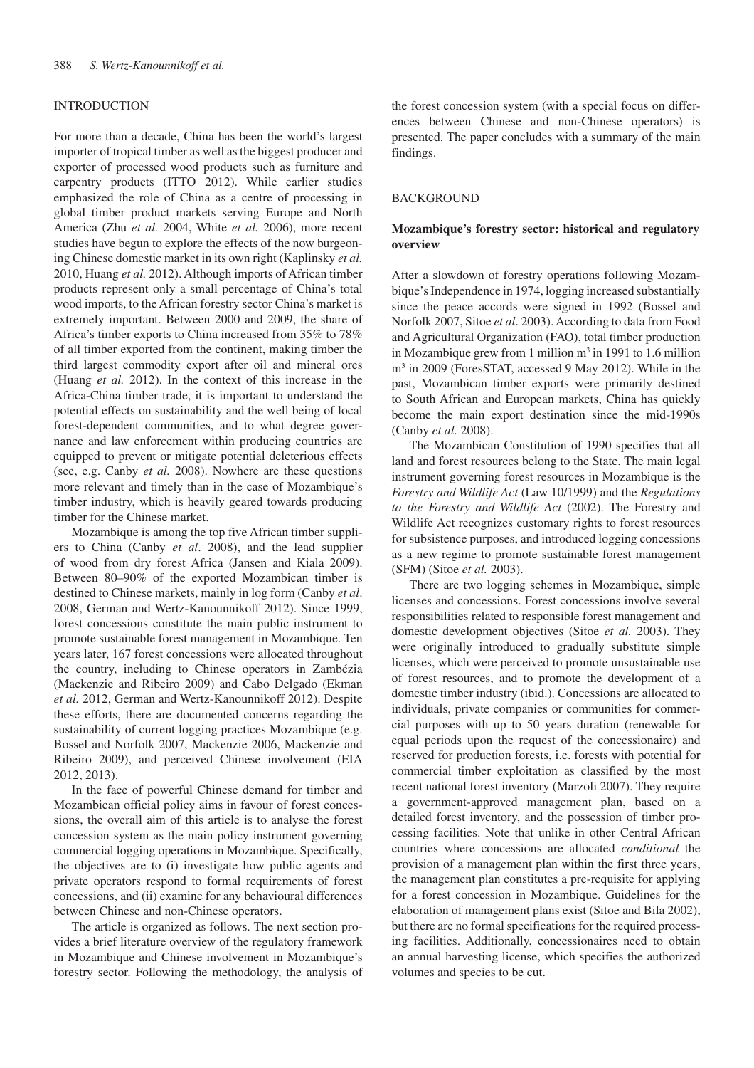## INTRODUCTION

For more than a decade, China has been the world's largest importer of tropical timber as well as the biggest producer and exporter of processed wood products such as furniture and carpentry products (ITTO 2012). While earlier studies emphasized the role of China as a centre of processing in global timber product markets serving Europe and North America (Zhu *et al.* 2004, White *et al.* 2006), more recent studies have begun to explore the effects of the now burgeoning Chinese domestic market in its own right (Kaplinsky *et al.* 2010, Huang *et al.* 2012). Although imports of African timber products represent only a small percentage of China's total wood imports, to the African forestry sector China's market is extremely important. Between 2000 and 2009, the share of Africa's timber exports to China increased from 35% to 78% of all timber exported from the continent, making timber the third largest commodity export after oil and mineral ores (Huang *et al.* 2012). In the context of this increase in the Africa-China timber trade, it is important to understand the potential effects on sustainability and the well being of local forest-dependent communities, and to what degree governance and law enforcement within producing countries are equipped to prevent or mitigate potential deleterious effects (see, e.g. Canby *et al.* 2008). Nowhere are these questions more relevant and timely than in the case of Mozambique's timber industry, which is heavily geared towards producing timber for the Chinese market.

Mozambique is among the top five African timber suppliers to China (Canby *et al*. 2008), and the lead supplier of wood from dry forest Africa (Jansen and Kiala 2009). Between 80–90% of the exported Mozambican timber is destined to Chinese markets, mainly in log form (Canby *et al*. 2008, German and Wertz-Kanounnikoff 2012). Since 1999, forest concessions constitute the main public instrument to promote sustainable forest management in Mozambique. Ten years later, 167 forest concessions were allocated throughout the country, including to Chinese operators in Zambézia (Mackenzie and Ribeiro 2009) and Cabo Delgado (Ekman *et al.* 2012, German and Wertz-Kanounnikoff 2012). Despite these efforts, there are documented concerns regarding the sustainability of current logging practices Mozambique (e.g. Bossel and Norfolk 2007, Mackenzie 2006, Mackenzie and Ribeiro 2009), and perceived Chinese involvement (EIA 2012, 2013).

In the face of powerful Chinese demand for timber and Mozambican official policy aims in favour of forest concessions, the overall aim of this article is to analyse the forest concession system as the main policy instrument governing commercial logging operations in Mozambique. Specifically, the objectives are to (i) investigate how public agents and private operators respond to formal requirements of forest concessions, and (ii) examine for any behavioural differences between Chinese and non-Chinese operators.

The article is organized as follows. The next section provides a brief literature overview of the regulatory framework in Mozambique and Chinese involvement in Mozambique's forestry sector. Following the methodology, the analysis of the forest concession system (with a special focus on differences between Chinese and non-Chinese operators) is presented. The paper concludes with a summary of the main findings.

## BACKGROUND

### Mozambique's forestry sector: historical and regulatory overview

After a slowdown of forestry operations following Mozambique's Independence in 1974, logging increased substantially since the peace accords were signed in 1992 (Bossel and Norfolk 2007, Sitoe *et al*. 2003). According to data from Food and Agricultural Organization (FAO), total timber production in Mozambique grew from 1 million m$^3$ in 1991 to 1.6 million m$^3$ in 2009 (ForesSTAT, accessed 9 May 2012). While in the past, Mozambican timber exports were primarily destined to South African and European markets, China has quickly become the main export destination since the mid-1990s (Canby *et al.* 2008).

The Mozambican Constitution of 1990 specifies that all land and forest resources belong to the State. The main legal instrument governing forest resources in Mozambique is the *Forestry and Wildlife Act* (Law 10/1999) and the *Regulations to the Forestry and Wildlife Act* (2002). The Forestry and Wildlife Act recognizes customary rights to forest resources for subsistence purposes, and introduced logging concessions as a new regime to promote sustainable forest management (SFM) (Sitoe *et al.* 2003).

There are two logging schemes in Mozambique, simple licenses and concessions. Forest concessions involve several responsibilities related to responsible forest management and domestic development objectives (Sitoe *et al.* 2003). They were originally introduced to gradually substitute simple licenses, which were perceived to promote unsustainable use of forest resources, and to promote the development of a domestic timber industry (ibid.). Concessions are allocated to individuals, private companies or communities for commercial purposes with up to 50 years duration (renewable for equal periods upon the request of the concessionaire) and reserved for production forests, i.e. forests with potential for commercial timber exploitation as classified by the most recent national forest inventory (Marzoli 2007). They require a government-approved management plan, based on a detailed forest inventory, and the possession of timber processing facilities. Note that unlike in other Central African countries where concessions are allocated *conditional* the provision of a management plan within the first three years, the management plan constitutes a pre-requisite for applying for a forest concession in Mozambique. Guidelines for the elaboration of management plans exist (Sitoe and Bila 2002), but there are no formal specifications for the required processing facilities. Additionally, concessionaires need to obtain an annual harvesting license, which specifies the authorized volumes and species to be cut.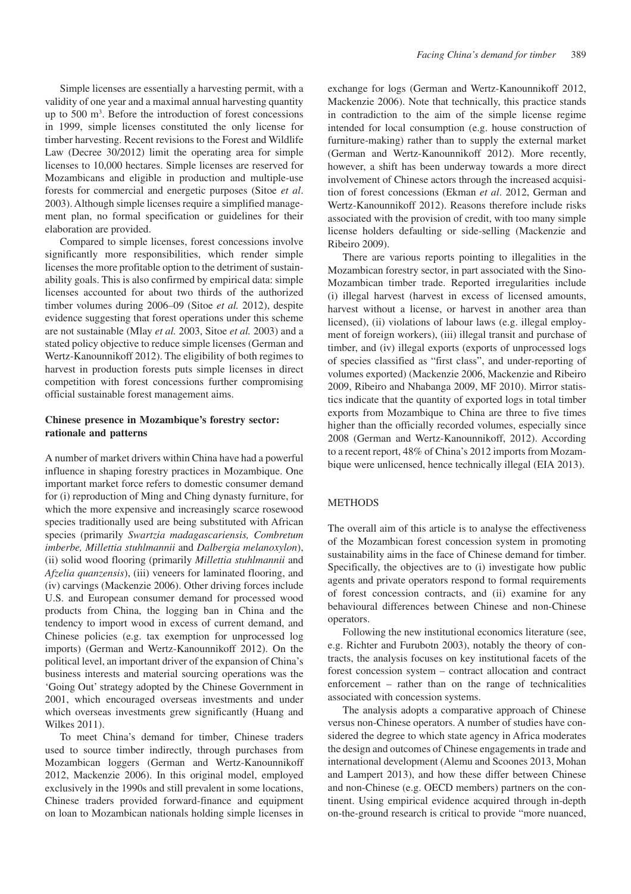Simple licenses are essentially a harvesting permit, with a validity of one year and a maximal annual harvesting quantity up to 500 $m^3$. Before the introduction of forest concessions in 1999, simple licenses constituted the only license for timber harvesting. Recent revisions to the Forest and Wildlife Law (Decree 30/2012) limit the operating area for simple licenses to 10,000 hectares. Simple licenses are reserved for Mozambicans and eligible in production and multiple-use forests for commercial and energetic purposes (Sitoe *et al*. 2003). Although simple licenses require a simplified management plan, no formal specification or guidelines for their elaboration are provided.

Compared to simple licenses, forest concessions involve significantly more responsibilities, which render simple licenses the more profitable option to the detriment of sustainability goals. This is also confirmed by empirical data: simple licenses accounted for about two thirds of the authorized timber volumes during 2006–09 (Sitoe *et al.* 2012), despite evidence suggesting that forest operations under this scheme are not sustainable (Mlay *et al.* 2003, Sitoe *et al.* 2003) and a stated policy objective to reduce simple licenses (German and Wertz-Kanounnikoff 2012). The eligibility of both regimes to harvest in production forests puts simple licenses in direct competition with forest concessions further compromising official sustainable forest management aims.

### Chinese presence in Mozambique's forestry sector: rationale and patterns

A number of market drivers within China have had a powerful influence in shaping forestry practices in Mozambique. One important market force refers to domestic consumer demand for (i) reproduction of Ming and Ching dynasty furniture, for which the more expensive and increasingly scarce rosewood species traditionally used are being substituted with African species (primarily *Swartzia madagascariensis, Combretum imberbe, Millettia stuhlmannii* and *Dalbergia melanoxylon*), (ii) solid wood flooring (primarily *Millettia stuhlmannii* and *Afzelia quanzensis*), (iii) veneers for laminated flooring, and (iv) carvings (Mackenzie 2006). Other driving forces include U.S. and European consumer demand for processed wood products from China, the logging ban in China and the tendency to import wood in excess of current demand, and Chinese policies (e.g. tax exemption for unprocessed log imports) (German and Wertz-Kanounnikoff 2012). On the political level, an important driver of the expansion of China's business interests and material sourcing operations was the 'Going Out' strategy adopted by the Chinese Government in 2001, which encouraged overseas investments and under which overseas investments grew significantly (Huang and Wilkes 2011).

To meet China's demand for timber, Chinese traders used to source timber indirectly, through purchases from Mozambican loggers (German and Wertz-Kanounnikoff 2012, Mackenzie 2006). In this original model, employed exclusively in the 1990s and still prevalent in some locations, Chinese traders provided forward-finance and equipment on loan to Mozambican nationals holding simple licenses in exchange for logs (German and Wertz-Kanounnikoff 2012, Mackenzie 2006). Note that technically, this practice stands in contradiction to the aim of the simple license regime intended for local consumption (e.g. house construction of furniture-making) rather than to supply the external market (German and Wertz-Kanounnikoff 2012). More recently, however, a shift has been underway towards a more direct involvement of Chinese actors through the increased acquisition of forest concessions (Ekman *et al*. 2012, German and Wertz-Kanounnikoff 2012). Reasons therefore include risks associated with the provision of credit, with too many simple license holders defaulting or side-selling (Mackenzie and Ribeiro 2009).

There are various reports pointing to illegalities in the Mozambican forestry sector, in part associated with the Sino-Mozambican timber trade. Reported irregularities include (i) illegal harvest (harvest in excess of licensed amounts, harvest without a license, or harvest in another area than licensed), (ii) violations of labour laws (e.g. illegal employment of foreign workers), (iii) illegal transit and purchase of timber, and (iv) illegal exports (exports of unprocessed logs of species classified as "first class", and under-reporting of volumes exported) (Mackenzie 2006, Mackenzie and Ribeiro 2009, Ribeiro and Nhabanga 2009, MF 2010). Mirror statistics indicate that the quantity of exported logs in total timber exports from Mozambique to China are three to five times higher than the officially recorded volumes, especially since 2008 (German and Wertz-Kanounnikoff, 2012). According to a recent report, 48% of China's 2012 imports from Mozambique were unlicensed, hence technically illegal (EIA 2013).

## METHODS

The overall aim of this article is to analyse the effectiveness of the Mozambican forest concession system in promoting sustainability aims in the face of Chinese demand for timber. Specifically, the objectives are to (i) investigate how public agents and private operators respond to formal requirements of forest concession contracts, and (ii) examine for any behavioural differences between Chinese and non-Chinese operators.

Following the new institutional economics literature (see, e.g. Richter and Furubotn 2003), notably the theory of contracts, the analysis focuses on key institutional facets of the forest concession system – contract allocation and contract enforcement – rather than on the range of technicalities associated with concession systems.

The analysis adopts a comparative approach of Chinese versus non-Chinese operators. A number of studies have considered the degree to which state agency in Africa moderates the design and outcomes of Chinese engagements in trade and international development (Alemu and Scoones 2013, Mohan and Lampert 2013), and how these differ between Chinese and non-Chinese (e.g. OECD members) partners on the continent. Using empirical evidence acquired through in-depth on-the-ground research is critical to provide "more nuanced,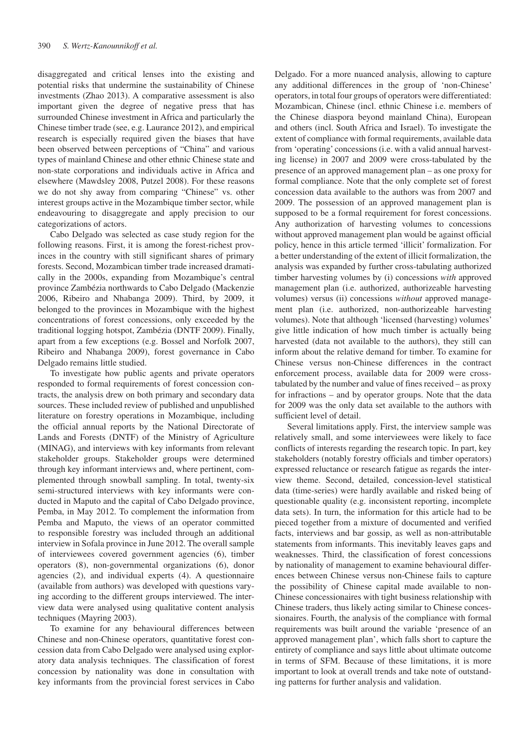disaggregated and critical lenses into the existing and potential risks that undermine the sustainability of Chinese investments (Zhao 2013). A comparative assessment is also important given the degree of negative press that has surrounded Chinese investment in Africa and particularly the Chinese timber trade (see, e.g. Laurance 2012), and empirical research is especially required given the biases that have been observed between perceptions of "China" and various types of mainland Chinese and other ethnic Chinese state and non-state corporations and individuals active in Africa and elsewhere (Mawdsley 2008, Putzel 2008). For these reasons we do not shy away from comparing "Chinese" vs. other interest groups active in the Mozambique timber sector, while endeavouring to disaggregate and apply precision to our categorizations of actors.

Cabo Delgado was selected as case study region for the following reasons. First, it is among the forest-richest provinces in the country with still significant shares of primary forests. Second, Mozambican timber trade increased dramatically in the 2000s, expanding from Mozambique's central province Zambézia northwards to Cabo Delgado (Mackenzie 2006, Ribeiro and Nhabanga 2009). Third, by 2009, it belonged to the provinces in Mozambique with the highest concentrations of forest concessions, only exceeded by the traditional logging hotspot, Zambézia (DNTF 2009). Finally, apart from a few exceptions (e.g. Bossel and Norfolk 2007, Ribeiro and Nhabanga 2009), forest governance in Cabo Delgado remains little studied.

To investigate how public agents and private operators responded to formal requirements of forest concession contracts, the analysis drew on both primary and secondary data sources. These included review of published and unpublished literature on forestry operations in Mozambique, including the official annual reports by the National Directorate of Lands and Forests (DNTF) of the Ministry of Agriculture (MINAG), and interviews with key informants from relevant stakeholder groups. Stakeholder groups were determined through key informant interviews and, where pertinent, complemented through snowball sampling. In total, twenty-six semi-structured interviews with key informants were conducted in Maputo and the capital of Cabo Delgado province, Pemba, in May 2012. To complement the information from Pemba and Maputo, the views of an operator committed to responsible forestry was included through an additional interview in Sofala province in June 2012. The overall sample of interviewees covered government agencies (6), timber operators (8), non-governmental organizations (6), donor agencies (2), and individual experts (4). A questionnaire (available from authors) was developed with questions varying according to the different groups interviewed. The interview data were analysed using qualitative content analysis techniques (Mayring 2003).

To examine for any behavioural differences between Chinese and non-Chinese operators, quantitative forest concession data from Cabo Delgado were analysed using exploratory data analysis techniques. The classification of forest concession by nationality was done in consultation with key informants from the provincial forest services in Cabo Delgado. For a more nuanced analysis, allowing to capture any additional differences in the group of 'non-Chinese' operators, in total four groups of operators were differentiated: Mozambican, Chinese (incl. ethnic Chinese i.e. members of the Chinese diaspora beyond mainland China), European and others (incl. South Africa and Israel). To investigate the extent of compliance with formal requirements, available data from 'operating' concessions (i.e. with a valid annual harvesting license) in 2007 and 2009 were cross-tabulated by the presence of an approved management plan – as one proxy for formal compliance. Note that the only complete set of forest concession data available to the authors was from 2007 and 2009. The possession of an approved management plan is supposed to be a formal requirement for forest concessions. Any authorization of harvesting volumes to concessions without approved management plan would be against official policy, hence in this article termed 'illicit' formalization. For a better understanding of the extent of illicit formalization, the analysis was expanded by further cross-tabulating authorized timber harvesting volumes by (i) concessions *with* approved management plan (i.e. authorized, authorizeable harvesting volumes) versus (ii) concessions *without* approved management plan (i.e. authorized, non-authorizeable harvesting volumes). Note that although 'licensed (harvesting) volumes' give little indication of how much timber is actually being harvested (data not available to the authors), they still can inform about the relative demand for timber. To examine for Chinese versus non-Chinese differences in the contract enforcement process, available data for 2009 were cross-tabulated by the number and value of fines received – as proxy for infractions – and by operator groups. Note that the data for 2009 was the only data set available to the authors with sufficient level of detail.

Several limitations apply. First, the interview sample was relatively small, and some interviewees were likely to face conflicts of interests regarding the research topic. In part, key stakeholders (notably forestry officials and timber operators) expressed reluctance or research fatigue as regards the interview theme. Second, detailed, concession-level statistical data (time-series) were hardly available and risked being of questionable quality (e.g. inconsistent reporting, incomplete data sets). In turn, the information for this article had to be pieced together from a mixture of documented and verified facts, interviews and bar gossip, as well as non-attributable statements from informants. This inevitably leaves gaps and weaknesses. Third, the classification of forest concessions by nationality of management to examine behavioural differences between Chinese versus non-Chinese fails to capture the possibility of Chinese capital made available to non-Chinese concessionaires with tight business relationship with Chinese traders, thus likely acting similar to Chinese concessionaires. Fourth, the analysis of the compliance with formal requirements was built around the variable 'presence of an approved management plan', which falls short to capture the entirety of compliance and says little about ultimate outcome in terms of SFM. Because of these limitations, it is more important to look at overall trends and take note of outstanding patterns for further analysis and validation.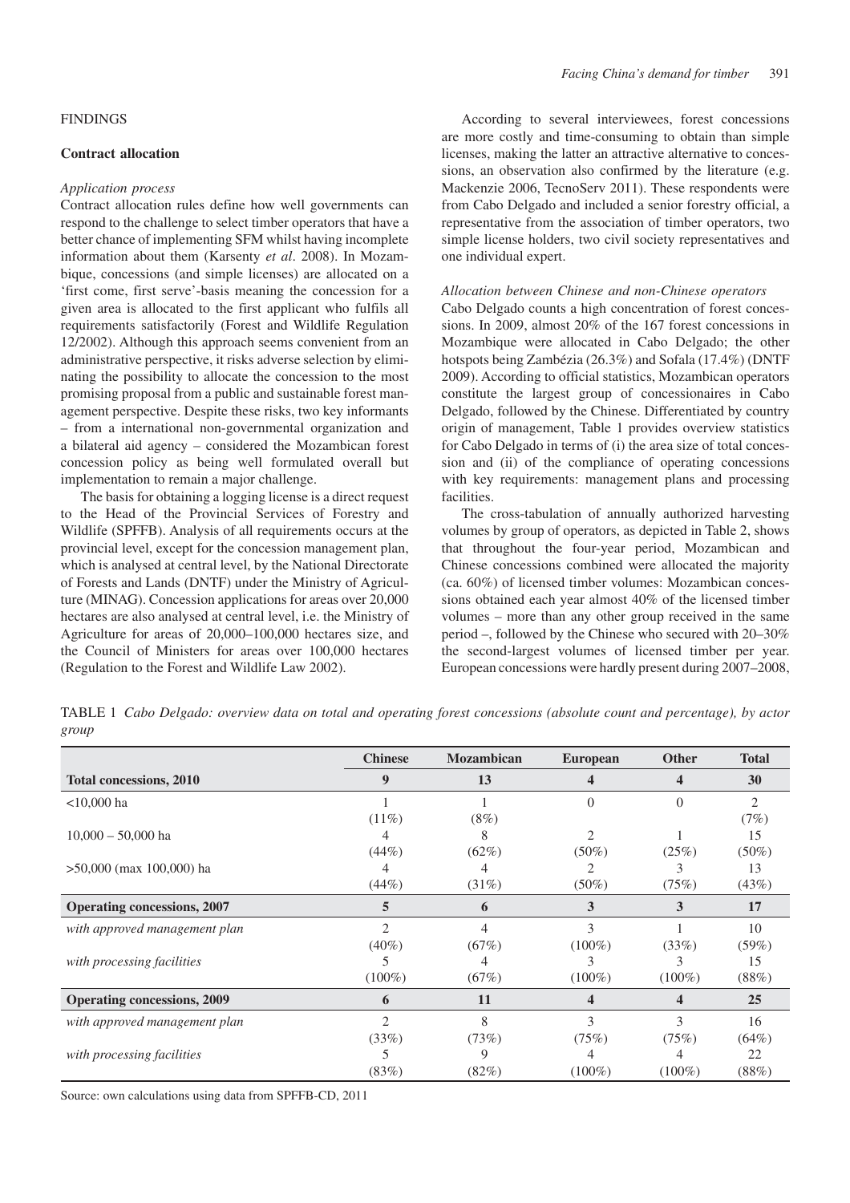## FINDINGS

### Contract allocation

*Application process*

Contract allocation rules define how well governments can respond to the challenge to select timber operators that have a better chance of implementing SFM whilst having incomplete information about them (Karsenty *et al*. 2008). In Mozambique, concessions (and simple licenses) are allocated on a 'first come, first serve'-basis meaning the concession for a given area is allocated to the first applicant who fulfils all requirements satisfactorily (Forest and Wildlife Regulation 12/2002). Although this approach seems convenient from an administrative perspective, it risks adverse selection by eliminating the possibility to allocate the concession to the most promising proposal from a public and sustainable forest management perspective. Despite these risks, two key informants – from a international non-governmental organization and a bilateral aid agency – considered the Mozambican forest concession policy as being well formulated overall but implementation to remain a major challenge.

The basis for obtaining a logging license is a direct request to the Head of the Provincial Services of Forestry and Wildlife (SPFFB). Analysis of all requirements occurs at the provincial level, except for the concession management plan, which is analysed at central level, by the National Directorate of Forests and Lands (DNTF) under the Ministry of Agriculture (MINAG). Concession applications for areas over 20,000 hectares are also analysed at central level, i.e. the Ministry of Agriculture for areas of 20,000–100,000 hectares size, and the Council of Ministers for areas over 100,000 hectares (Regulation to the Forest and Wildlife Law 2002).

According to several interviewees, forest concessions are more costly and time-consuming to obtain than simple licenses, making the latter an attractive alternative to concessions, an observation also confirmed by the literature (e.g. Mackenzie 2006, TecnoServ 2011). These respondents were from Cabo Delgado and included a senior forestry official, a representative from the association of timber operators, two simple license holders, two civil society representatives and one individual expert.

*Allocation between Chinese and non-Chinese operators*

Cabo Delgado counts a high concentration of forest concessions. In 2009, almost 20% of the 167 forest concessions in Mozambique were allocated in Cabo Delgado; the other hotspots being Zambézia (26.3%) and Sofala (17.4%) (DNTF 2009). According to official statistics, Mozambican operators constitute the largest group of concessionaires in Cabo Delgado, followed by the Chinese. Differentiated by country origin of management, Table 1 provides overview statistics for Cabo Delgado in terms of (i) the area size of total concession and (ii) of the compliance of operating concessions with key requirements: management plans and processing facilities.

The cross-tabulation of annually authorized harvesting volumes by group of operators, as depicted in Table 2, shows that throughout the four-year period, Mozambican and Chinese concessions combined were allocated the majority (ca. 60%) of licensed timber volumes: Mozambican concessions obtained each year almost 40% of the licensed timber volumes – more than any other group received in the same period –, followed by the Chinese who secured with 20–30% the second-largest volumes of licensed timber per year. European concessions were hardly present during 2007–2008,

TABLE 1 *Cabo Delgado: overview data on total and operating forest concessions (absolute count and percentage), by actor group*

| | Chinese | Mozambican | European | Other | Total |
|---|---|---|---|---|---|
| **Total concessions, 2010** | **9** | **13** | **4** | **4** | **30** |
| <10,000 ha | 1 (11%) | 1 (8%) | 0 | 0 | 2 (7%) |
| 10,000 – 50,000 ha | 4 (44%) | 8 (62%) | 2 (50%) | 1 (25%) | 15 (50%) |
| >50,000 (max 100,000) ha | 4 (44%) | 4 (31%) | 2 (50%) | 3 (75%) | 13 (43%) |
| **Operating concessions, 2007** | **5** | **6** | **3** | **3** | **17** |
| *with approved management plan* | 2 (40%) | 4 (67%) | 3 (100%) | 1 (33%) | 10 (59%) |
| *with processing facilities* | 5 (100%) | 4 (67%) | 3 (100%) | 3 (100%) | 15 (88%) |
| **Operating concessions, 2009** | **6** | **11** | **4** | **4** | **25** |
| *with approved management plan* | 2 (33%) | 8 (73%) | 3 (75%) | 3 (75%) | 16 (64%) |
| *with processing facilities* | 5 (83%) | 9 (82%) | 4 (100%) | 4 (100%) | 22 (88%) |

Source: own calculations using data from SPFFB-CD, 2011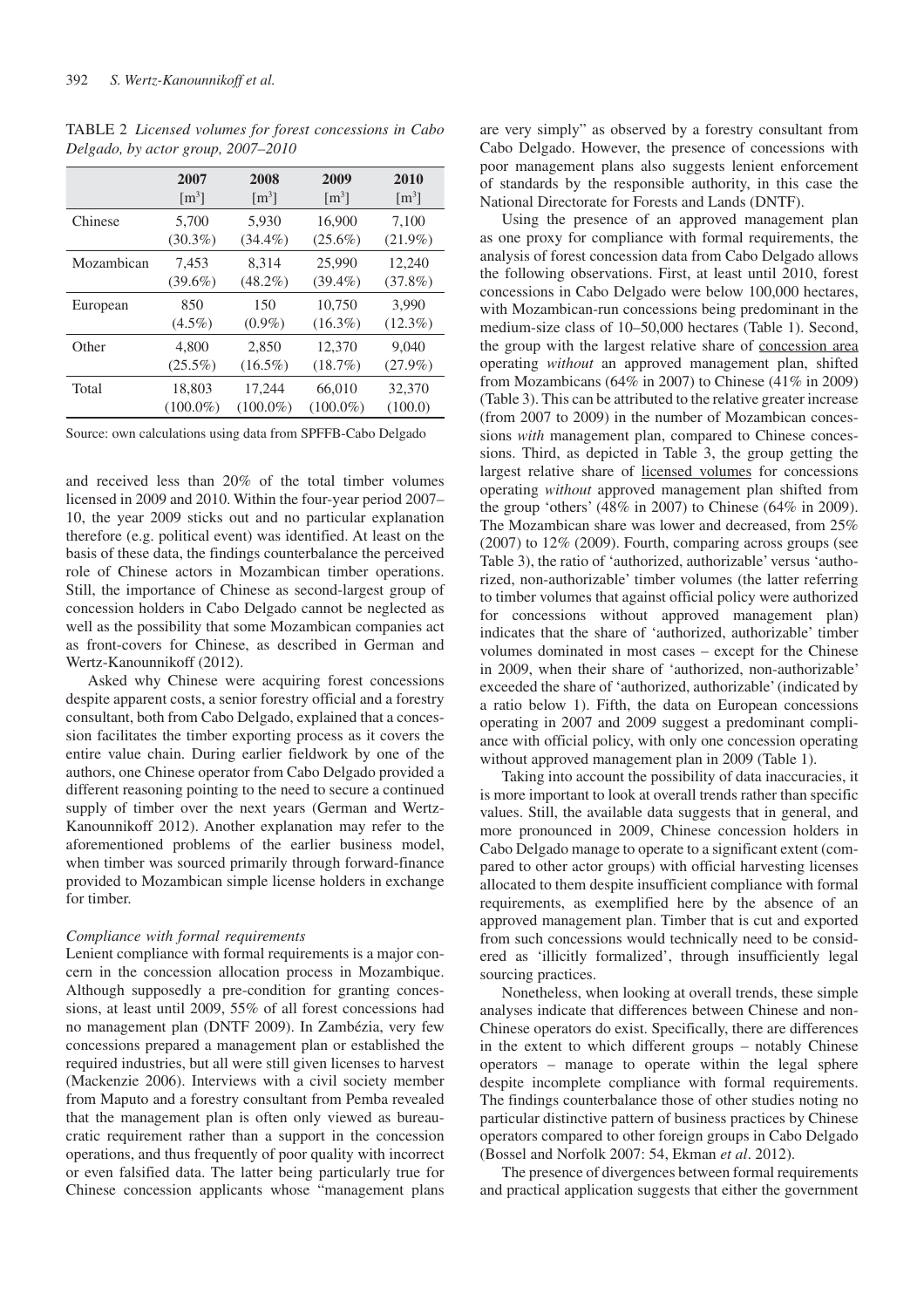TABLE 2 *Licensed volumes for forest concessions in Cabo Delgado, by actor group, 2007–2010*

| | 2007 [m$^3$] | 2008 [m$^3$] | 2009 [m$^3$] | 2010 [m$^3$] |
|---|---|---|---|---|
| Chinese | 5,700 (30.3%) | 5,930 (34.4%) | 16,900 (25.6%) | 7,100 (21.9%) |
| Mozambican | 7,453 (39.6%) | 8,314 (48.2%) | 25,990 (39.4%) | 12,240 (37.8%) |
| European | 850 (4.5%) | 150 (0.9%) | 10,750 (16.3%) | 3,990 (12.3%) |
| Other | 4,800 (25.5%) | 2,850 (16.5%) | 12,370 (18.7%) | 9,040 (27.9%) |
| Total | 18,803 (100.0%) | 17,244 (100.0%) | 66,010 (100.0%) | 32,370 (100.0) |

Source: own calculations using data from SPFFB-Cabo Delgado

and received less than 20% of the total timber volumes licensed in 2009 and 2010. Within the four-year period 2007–10, the year 2009 sticks out and no particular explanation therefore (e.g. political event) was identified. At least on the basis of these data, the findings counterbalance the perceived role of Chinese actors in Mozambican timber operations. Still, the importance of Chinese as second-largest group of concession holders in Cabo Delgado cannot be neglected as well as the possibility that some Mozambican companies act as front-covers for Chinese, as described in German and Wertz-Kanounnikoff (2012).

Asked why Chinese were acquiring forest concessions despite apparent costs, a senior forestry official and a forestry consultant, both from Cabo Delgado, explained that a concession facilitates the timber exporting process as it covers the entire value chain. During earlier fieldwork by one of the authors, one Chinese operator from Cabo Delgado provided a different reasoning pointing to the need to secure a continued supply of timber over the next years (German and Wertz-Kanounnikoff 2012). Another explanation may refer to the aforementioned problems of the earlier business model, when timber was sourced primarily through forward-finance provided to Mozambican simple license holders in exchange for timber.

*Compliance with formal requirements*

Lenient compliance with formal requirements is a major concern in the concession allocation process in Mozambique. Although supposedly a pre-condition for granting concessions, at least until 2009, 55% of all forest concessions had no management plan (DNTF 2009). In Zambézia, very few concessions prepared a management plan or established the required industries, but all were still given licenses to harvest (Mackenzie 2006). Interviews with a civil society member from Maputo and a forestry consultant from Pemba revealed that the management plan is often only viewed as bureaucratic requirement rather than a support in the concession operations, and thus frequently of poor quality with incorrect or even falsified data. The latter being particularly true for Chinese concession applicants whose "management plans are very simply" as observed by a forestry consultant from Cabo Delgado. However, the presence of concessions with poor management plans also suggests lenient enforcement of standards by the responsible authority, in this case the National Directorate for Forests and Lands (DNTF).

Using the presence of an approved management plan as one proxy for compliance with formal requirements, the analysis of forest concession data from Cabo Delgado allows the following observations. First, at least until 2010, forest concessions in Cabo Delgado were below 100,000 hectares, with Mozambican-run concessions being predominant in the medium-size class of 10–50,000 hectares (Table 1). Second, the group with the largest relative share of concession area operating *without* an approved management plan, shifted from Mozambicans (64% in 2007) to Chinese (41% in 2009) (Table 3). This can be attributed to the relative greater increase (from 2007 to 2009) in the number of Mozambican concessions *with* management plan, compared to Chinese concessions. Third, as depicted in Table 3, the group getting the largest relative share of licensed volumes for concessions operating *without* approved management plan shifted from the group 'others' (48% in 2007) to Chinese (64% in 2009). The Mozambican share was lower and decreased, from 25% (2007) to 12% (2009). Fourth, comparing across groups (see Table 3), the ratio of 'authorized, authorizable' versus 'authorized, non-authorizable' timber volumes (the latter referring to timber volumes that against official policy were authorized for concessions without approved management plan) indicates that the share of 'authorized, authorizable' timber volumes dominated in most cases – except for the Chinese in 2009, when their share of 'authorized, non-authorizable' exceeded the share of 'authorized, authorizable' (indicated by a ratio below 1). Fifth, the data on European concessions operating in 2007 and 2009 suggest a predominant compliance with official policy, with only one concession operating without approved management plan in 2009 (Table 1).

Taking into account the possibility of data inaccuracies, it is more important to look at overall trends rather than specific values. Still, the available data suggests that in general, and more pronounced in 2009, Chinese concession holders in Cabo Delgado manage to operate to a significant extent (compared to other actor groups) with official harvesting licenses allocated to them despite insufficient compliance with formal requirements, as exemplified here by the absence of an approved management plan. Timber that is cut and exported from such concessions would technically need to be considered as 'illicitly formalized', through insufficiently legal sourcing practices.

Nonetheless, when looking at overall trends, these simple analyses indicate that differences between Chinese and non-Chinese operators do exist. Specifically, there are differences in the extent to which different groups – notably Chinese operators – manage to operate within the legal sphere despite incomplete compliance with formal requirements. The findings counterbalance those of other studies noting no particular distinctive pattern of business practices by Chinese operators compared to other foreign groups in Cabo Delgado (Bossel and Norfolk 2007: 54, Ekman *et al*. 2012).

The presence of divergences between formal requirements and practical application suggests that either the government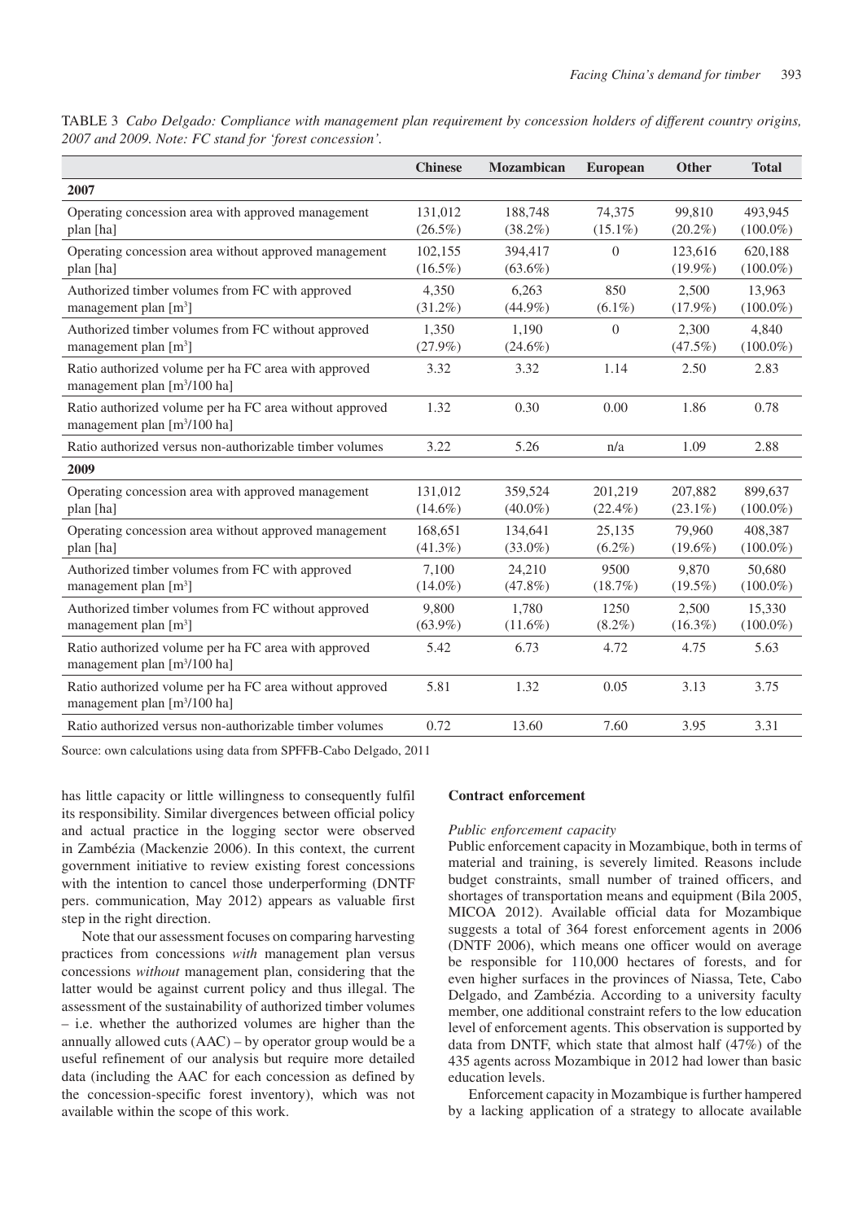TABLE 3 *Cabo Delgado: Compliance with management plan requirement by concession holders of different country origins, 2007 and 2009. Note: FC stand for 'forest concession'.*

| | Chinese | Mozambican | European | Other | Total |
|---|---|---|---|---|---|
| **2007** | | | | | |
| Operating concession area with approved management plan [ha] | 131,012 (26.5%) | 188,748 (38.2%) | 74,375 (15.1%) | 99,810 (20.2%) | 493,945 (100.0%) |
| Operating concession area without approved management plan [ha] | 102,155 (16.5%) | 394,417 (63.6%) | 0 | 123,616 (19.9%) | 620,188 (100.0%) |
| Authorized timber volumes from FC with approved management plan [$m^3$] | 4,350 (31.2%) | 6,263 (44.9%) | 850 (6.1%) | 2,500 (17.9%) | 13,963 (100.0%) |
| Authorized timber volumes from FC without approved management plan [$m^3$] | 1,350 (27.9%) | 1,190 (24.6%) | 0 | 2,300 (47.5%) | 4,840 (100.0%) |
| Ratio authorized volume per ha FC area with approved management plan [$m^3$/100 ha] | 3.32 | 3.32 | 1.14 | 2.50 | 2.83 |
| Ratio authorized volume per ha FC area without approved management plan [$m^3$/100 ha] | 1.32 | 0.30 | 0.00 | 1.86 | 0.78 |
| Ratio authorized versus non-authorizable timber volumes | 3.22 | 5.26 | n/a | 1.09 | 2.88 |
| **2009** | | | | | |
| Operating concession area with approved management plan [ha] | 131,012 (14.6%) | 359,524 (40.0%) | 201,219 (22.4%) | 207,882 (23.1%) | 899,637 (100.0%) |
| Operating concession area without approved management plan [ha] | 168,651 (41.3%) | 134,641 (33.0%) | 25,135 (6.2%) | 79,960 (19.6%) | 408,387 (100.0%) |
| Authorized timber volumes from FC with approved management plan [$m^3$] | 7,100 (14.0%) | 24,210 (47.8%) | 9500 (18.7%) | 9,870 (19.5%) | 50,680 (100.0%) |
| Authorized timber volumes from FC without approved management plan [$m^3$] | 9,800 (63.9%) | 1,780 (11.6%) | 1250 (8.2%) | 2,500 (16.3%) | 15,330 (100.0%) |
| Ratio authorized volume per ha FC area with approved management plan [$m^3$/100 ha] | 5.42 | 6.73 | 4.72 | 4.75 | 5.63 |
| Ratio authorized volume per ha FC area without approved management plan [$m^3$/100 ha] | 5.81 | 1.32 | 0.05 | 3.13 | 3.75 |
| Ratio authorized versus non-authorizable timber volumes | 0.72 | 13.60 | 7.60 | 3.95 | 3.31 |

Source: own calculations using data from SPFFB-Cabo Delgado, 2011

has little capacity or little willingness to consequently fulfil its responsibility. Similar divergences between official policy and actual practice in the logging sector were observed in Zambézia (Mackenzie 2006). In this context, the current government initiative to review existing forest concessions with the intention to cancel those underperforming (DNTF pers. communication, May 2012) appears as valuable first step in the right direction.

Note that our assessment focuses on comparing harvesting practices from concessions *with* management plan versus concessions *without* management plan, considering that the latter would be against current policy and thus illegal. The assessment of the sustainability of authorized timber volumes – i.e. whether the authorized volumes are higher than the annually allowed cuts (AAC) – by operator group would be a useful refinement of our analysis but require more detailed data (including the AAC for each concession as defined by the concession-specific forest inventory), which was not available within the scope of this work.

### Contract enforcement

*Public enforcement capacity*

Public enforcement capacity in Mozambique, both in terms of material and training, is severely limited. Reasons include budget constraints, small number of trained officers, and shortages of transportation means and equipment (Bila 2005, MICOA 2012). Available official data for Mozambique suggests a total of 364 forest enforcement agents in 2006 (DNTF 2006), which means one officer would on average be responsible for 110,000 hectares of forests, and for even higher surfaces in the provinces of Niassa, Tete, Cabo Delgado, and Zambézia. According to a university faculty member, one additional constraint refers to the low education level of enforcement agents. This observation is supported by data from DNTF, which state that almost half (47%) of the 435 agents across Mozambique in 2012 had lower than basic education levels.

Enforcement capacity in Mozambique is further hampered by a lacking application of a strategy to allocate available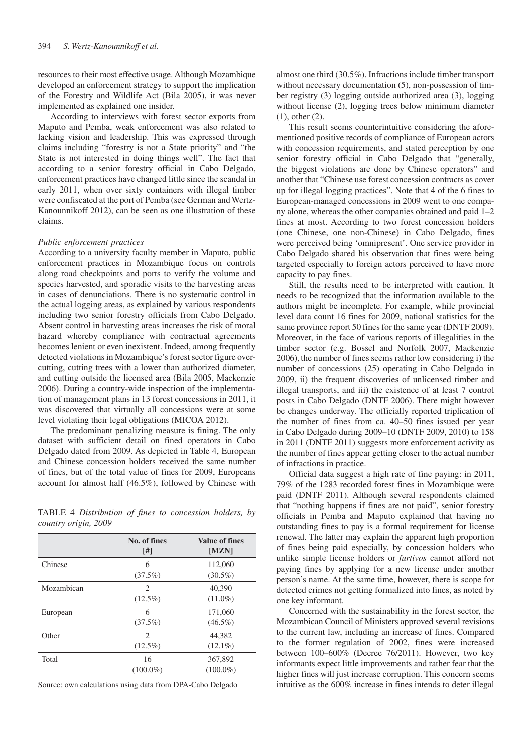resources to their most effective usage. Although Mozambique developed an enforcement strategy to support the implication of the Forestry and Wildlife Act (Bila 2005), it was never implemented as explained one insider.

According to interviews with forest sector exports from Maputo and Pemba, weak enforcement was also related to lacking vision and leadership. This was expressed through claims including "forestry is not a State priority" and "the State is not interested in doing things well". The fact that according to a senior forestry official in Cabo Delgado, enforcement practices have changed little since the scandal in early 2011, when over sixty containers with illegal timber were confiscated at the port of Pemba (see German and Wertz-Kanounnikoff 2012), can be seen as one illustration of these claims.

*Public enforcement practices*

According to a university faculty member in Maputo, public enforcement practices in Mozambique focus on controls along road checkpoints and ports to verify the volume and species harvested, and sporadic visits to the harvesting areas in cases of denunciations. There is no systematic control in the actual logging areas, as explained by various respondents including two senior forestry officials from Cabo Delgado. Absent control in harvesting areas increases the risk of moral hazard whereby compliance with contractual agreements becomes lenient or even inexistent. Indeed, among frequently detected violations in Mozambique's forest sector figure over-cutting, cutting trees with a lower than authorized diameter, and cutting outside the licensed area (Bila 2005, Mackenzie 2006). During a country-wide inspection of the implementation of management plans in 13 forest concessions in 2011, it was discovered that virtually all concessions were at some level violating their legal obligations (MICOA 2012).

The predominant penalizing measure is fining. The only dataset with sufficient detail on fined operators in Cabo Delgado dated from 2009. As depicted in Table 4, European and Chinese concession holders received the same number of fines, but of the total value of fines for 2009, Europeans account for almost half (46.5%), followed by Chinese with almost one third (30.5%). Infractions include timber transport without necessary documentation (5), non-possession of timber registry (3) logging outside authorized area (3), logging without license (2), logging trees below minimum diameter (1), other (2).

TABLE 4 *Distribution of fines to concession holders, by country origin, 2009*

| | No. of fines [#] | Value of fines [MZN] |
|---|---|---|
| Chinese | 6 (37.5%) | 112,060 (30.5%) |
| Mozambican | 2 (12.5%) | 40,390 (11.0%) |
| European | 6 (37.5%) | 171,060 (46.5%) |
| Other | 2 (12.5%) | 44,382 (12.1%) |
| Total | 16 (100.0%) | 367,892 (100.0%) |

Source: own calculations using data from DPA-Cabo Delgado

This result seems counterintuitive considering the aforementioned positive records of compliance of European actors with concession requirements, and stated perception by one senior forestry official in Cabo Delgado that "generally, the biggest violations are done by Chinese operators" and another that "Chinese use forest concession contracts as cover up for illegal logging practices". Note that 4 of the 6 fines to European-managed concessions in 2009 went to one company alone, whereas the other companies obtained and paid 1–2 fines at most. According to two forest concession holders (one Chinese, one non-Chinese) in Cabo Delgado, fines were perceived being 'omnipresent'. One service provider in Cabo Delgado shared his observation that fines were being targeted especially to foreign actors perceived to have more capacity to pay fines.

Still, the results need to be interpreted with caution. It needs to be recognized that the information available to the authors might be incomplete. For example, while provincial level data count 16 fines for 2009, national statistics for the same province report 50 fines for the same year (DNTF 2009). Moreover, in the face of various reports of illegalities in the timber sector (e.g. Bossel and Norfolk 2007, Mackenzie 2006), the number of fines seems rather low considering i) the number of concessions (25) operating in Cabo Delgado in 2009, ii) the frequent discoveries of unlicensed timber and illegal transports, and iii) the existence of at least 7 control posts in Cabo Delgado (DNTF 2006). There might however be changes underway. The officially reported triplication of the number of fines from ca. 40–50 fines issued per year in Cabo Delgado during 2009–10 (DNTF 2009, 2010) to 158 in 2011 (DNTF 2011) suggests more enforcement activity as the number of fines appear getting closer to the actual number of infractions in practice.

Official data suggest a high rate of fine paying: in 2011, 79% of the 1283 recorded forest fines in Mozambique were paid (DNTF 2011). Although several respondents claimed that "nothing happens if fines are not paid", senior forestry officials in Pemba and Maputo explained that having no outstanding fines to pay is a formal requirement for license renewal. The latter may explain the apparent high proportion of fines being paid especially, by concession holders who unlike simple license holders or *furtivos* cannot afford not paying fines by applying for a new license under another person's name. At the same time, however, there is scope for detected crimes not getting formalized into fines, as noted by one key informant.

Concerned with the sustainability in the forest sector, the Mozambican Council of Ministers approved several revisions to the current law, including an increase of fines. Compared to the former regulation of 2002, fines were increased between 100–600% (Decree 76/2011). However, two key informants expect little improvements and rather fear that the higher fines will just increase corruption. This concern seems intuitive as the 600% increase in fines intends to deter illegal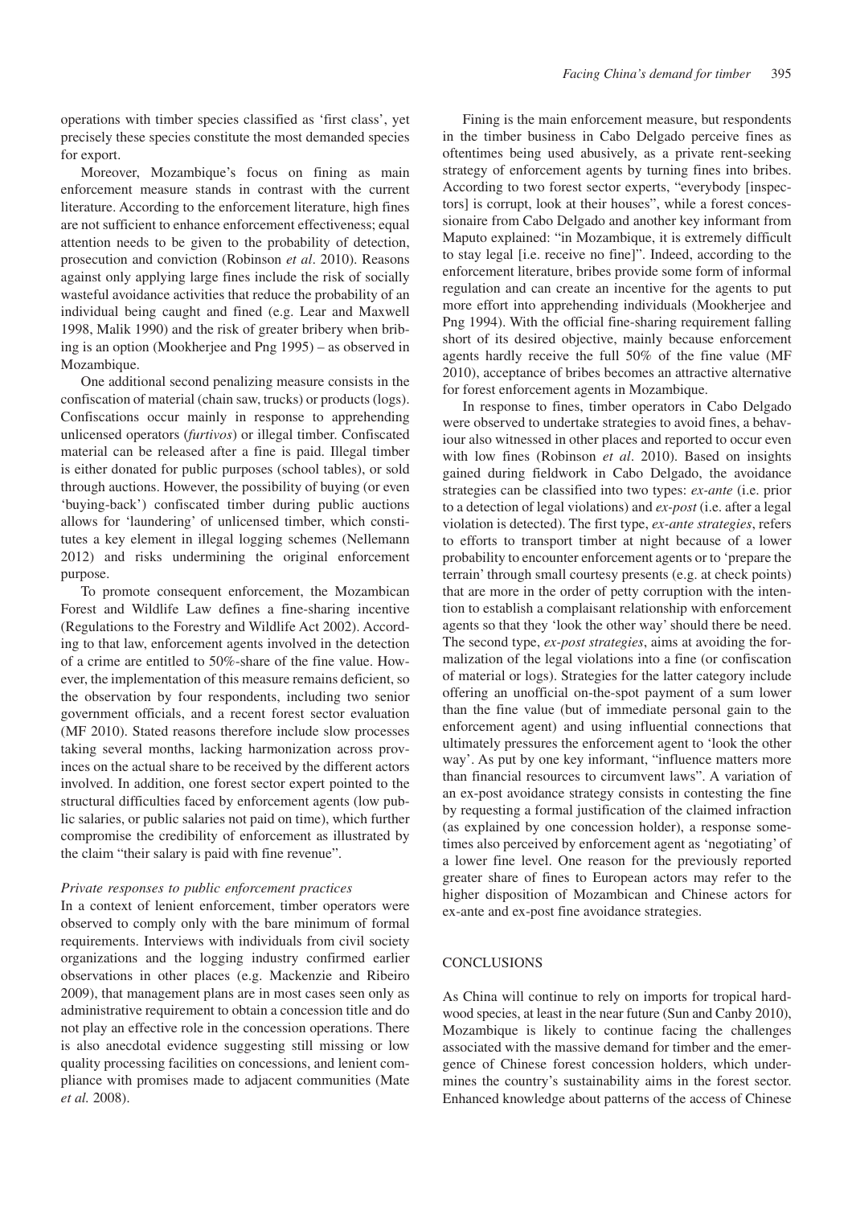operations with timber species classified as 'first class', yet precisely these species constitute the most demanded species for export.

Moreover, Mozambique's focus on fining as main enforcement measure stands in contrast with the current literature. According to the enforcement literature, high fines are not sufficient to enhance enforcement effectiveness; equal attention needs to be given to the probability of detection, prosecution and conviction (Robinson *et al*. 2010). Reasons against only applying large fines include the risk of socially wasteful avoidance activities that reduce the probability of an individual being caught and fined (e.g. Lear and Maxwell 1998, Malik 1990) and the risk of greater bribery when bribing is an option (Mookherjee and Png 1995) – as observed in Mozambique.

One additional second penalizing measure consists in the confiscation of material (chain saw, trucks) or products (logs). Confiscations occur mainly in response to apprehending unlicensed operators (*furtivos*) or illegal timber. Confiscated material can be released after a fine is paid. Illegal timber is either donated for public purposes (school tables), or sold through auctions. However, the possibility of buying (or even 'buying-back') confiscated timber during public auctions allows for 'laundering' of unlicensed timber, which constitutes a key element in illegal logging schemes (Nellemann 2012) and risks undermining the original enforcement purpose.

To promote consequent enforcement, the Mozambican Forest and Wildlife Law defines a fine-sharing incentive (Regulations to the Forestry and Wildlife Act 2002). According to that law, enforcement agents involved in the detection of a crime are entitled to 50%-share of the fine value. However, the implementation of this measure remains deficient, so the observation by four respondents, including two senior government officials, and a recent forest sector evaluation (MF 2010). Stated reasons therefore include slow processes taking several months, lacking harmonization across provinces on the actual share to be received by the different actors involved. In addition, one forest sector expert pointed to the structural difficulties faced by enforcement agents (low public salaries, or public salaries not paid on time), which further compromise the credibility of enforcement as illustrated by the claim "their salary is paid with fine revenue".

### *Private responses to public enforcement practices*

In a context of lenient enforcement, timber operators were observed to comply only with the bare minimum of formal requirements. Interviews with individuals from civil society organizations and the logging industry confirmed earlier observations in other places (e.g. Mackenzie and Ribeiro 2009), that management plans are in most cases seen only as administrative requirement to obtain a concession title and do not play an effective role in the concession operations. There is also anecdotal evidence suggesting still missing or low quality processing facilities on concessions, and lenient compliance with promises made to adjacent communities (Mate *et al.* 2008).

Fining is the main enforcement measure, but respondents in the timber business in Cabo Delgado perceive fines as oftentimes being used abusively, as a private rent-seeking strategy of enforcement agents by turning fines into bribes. According to two forest sector experts, "everybody [inspectors] is corrupt, look at their houses", while a forest concessionaire from Cabo Delgado and another key informant from Maputo explained: "in Mozambique, it is extremely difficult to stay legal [i.e. receive no fine]". Indeed, according to the enforcement literature, bribes provide some form of informal regulation and can create an incentive for the agents to put more effort into apprehending individuals (Mookherjee and Png 1994). With the official fine-sharing requirement falling short of its desired objective, mainly because enforcement agents hardly receive the full 50% of the fine value (MF 2010), acceptance of bribes becomes an attractive alternative for forest enforcement agents in Mozambique.

In response to fines, timber operators in Cabo Delgado were observed to undertake strategies to avoid fines, a behaviour also witnessed in other places and reported to occur even with low fines (Robinson *et al*. 2010). Based on insights gained during fieldwork in Cabo Delgado, the avoidance strategies can be classified into two types: *ex-ante* (i.e. prior to a detection of legal violations) and *ex-post* (i.e. after a legal violation is detected). The first type, *ex-ante strategies*, refers to efforts to transport timber at night because of a lower probability to encounter enforcement agents or to 'prepare the terrain' through small courtesy presents (e.g. at check points) that are more in the order of petty corruption with the intention to establish a complaisant relationship with enforcement agents so that they 'look the other way' should there be need. The second type, *ex-post strategies*, aims at avoiding the formalization of the legal violations into a fine (or confiscation of material or logs). Strategies for the latter category include offering an unofficial on-the-spot payment of a sum lower than the fine value (but of immediate personal gain to the enforcement agent) and using influential connections that ultimately pressures the enforcement agent to 'look the other way'. As put by one key informant, "influence matters more than financial resources to circumvent laws". A variation of an ex-post avoidance strategy consists in contesting the fine by requesting a formal justification of the claimed infraction (as explained by one concession holder), a response sometimes also perceived by enforcement agent as 'negotiating' of a lower fine level. One reason for the previously reported greater share of fines to European actors may refer to the higher disposition of Mozambican and Chinese actors for ex-ante and ex-post fine avoidance strategies.

## CONCLUSIONS

As China will continue to rely on imports for tropical hardwood species, at least in the near future (Sun and Canby 2010), Mozambique is likely to continue facing the challenges associated with the massive demand for timber and the emergence of Chinese forest concession holders, which undermines the country's sustainability aims in the forest sector. Enhanced knowledge about patterns of the access of Chinese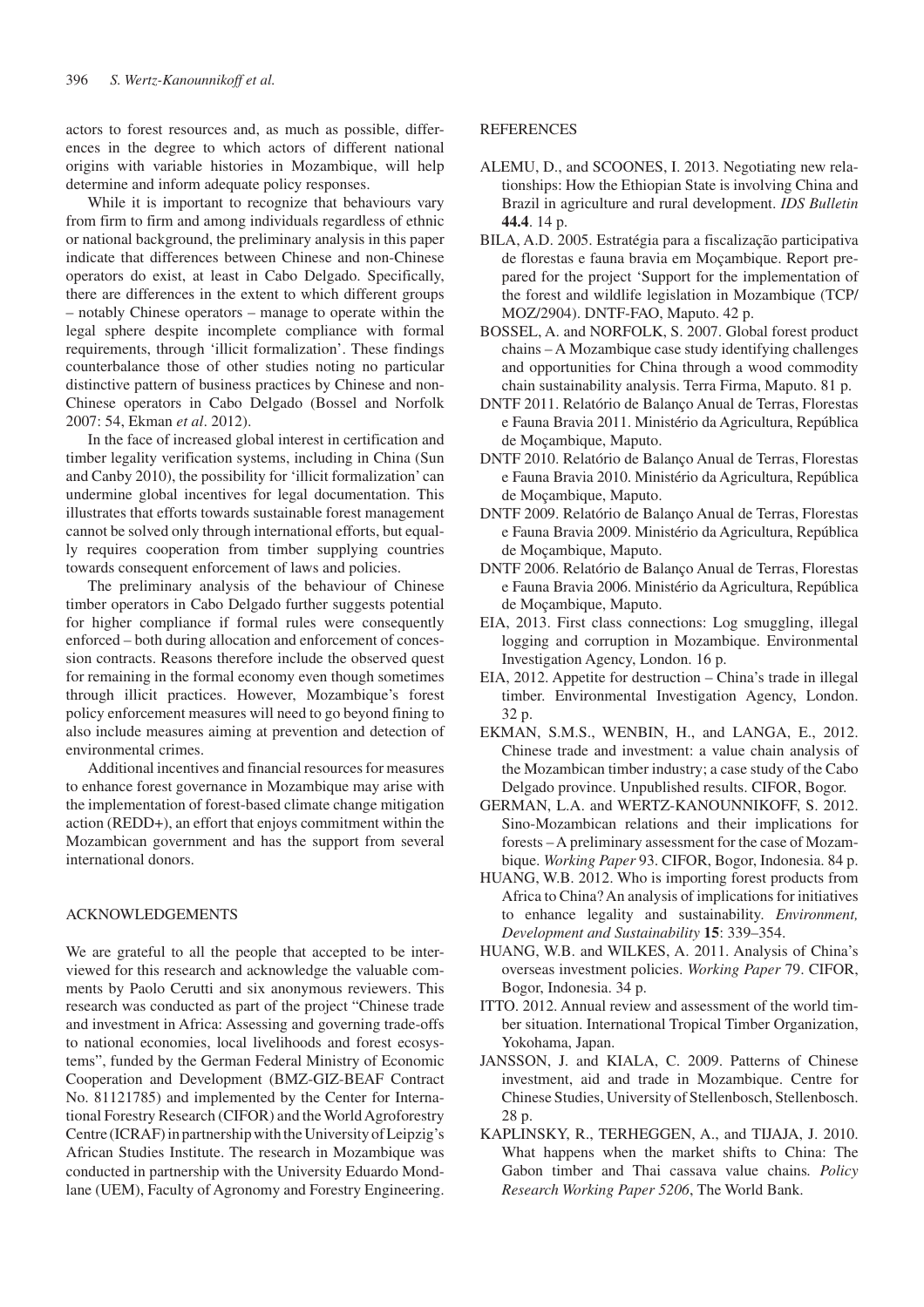actors to forest resources and, as much as possible, differences in the degree to which actors of different national origins with variable histories in Mozambique, will help determine and inform adequate policy responses.

While it is important to recognize that behaviours vary from firm to firm and among individuals regardless of ethnic or national background, the preliminary analysis in this paper indicate that differences between Chinese and non-Chinese operators do exist, at least in Cabo Delgado. Specifically, there are differences in the extent to which different groups – notably Chinese operators – manage to operate within the legal sphere despite incomplete compliance with formal requirements, through 'illicit formalization'. These findings counterbalance those of other studies noting no particular distinctive pattern of business practices by Chinese and non-Chinese operators in Cabo Delgado (Bossel and Norfolk 2007: 54, Ekman *et al*. 2012).

In the face of increased global interest in certification and timber legality verification systems, including in China (Sun and Canby 2010), the possibility for 'illicit formalization' can undermine global incentives for legal documentation. This illustrates that efforts towards sustainable forest management cannot be solved only through international efforts, but equally requires cooperation from timber supplying countries towards consequent enforcement of laws and policies.

The preliminary analysis of the behaviour of Chinese timber operators in Cabo Delgado further suggests potential for higher compliance if formal rules were consequently enforced – both during allocation and enforcement of concession contracts. Reasons therefore include the observed quest for remaining in the formal economy even though sometimes through illicit practices. However, Mozambique's forest policy enforcement measures will need to go beyond fining to also include measures aiming at prevention and detection of environmental crimes.

Additional incentives and financial resources for measures to enhance forest governance in Mozambique may arise with the implementation of forest-based climate change mitigation action (REDD+), an effort that enjoys commitment within the Mozambican government and has the support from several international donors.

## ACKNOWLEDGEMENTS

We are grateful to all the people that accepted to be interviewed for this research and acknowledge the valuable comments by Paolo Cerutti and six anonymous reviewers. This research was conducted as part of the project "Chinese trade and investment in Africa: Assessing and governing trade-offs to national economies, local livelihoods and forest ecosystems", funded by the German Federal Ministry of Economic Cooperation and Development (BMZ-GIZ-BEAF Contract No. 81121785) and implemented by the Center for International Forestry Research (CIFOR) and the World Agroforestry Centre (ICRAF) in partnership with the University of Leipzig's African Studies Institute. The research in Mozambique was conducted in partnership with the University Eduardo Mondlane (UEM), Faculty of Agronomy and Forestry Engineering.

## REFERENCES

ALEMU, D., and SCOONES, I. 2013. Negotiating new relationships: How the Ethiopian State is involving China and Brazil in agriculture and rural development. *IDS Bulletin* **44.4**. 14 p.

BILA, A.D. 2005. Estratégia para a fiscalização participativa de florestas e fauna bravia em Moçambique. Report prepared for the project 'Support for the implementation of the forest and wildlife legislation in Mozambique (TCP/MOZ/2904). DNTF-FAO, Maputo. 42 p.

BOSSEL, A. and NORFOLK, S. 2007. Global forest product chains – A Mozambique case study identifying challenges and opportunities for China through a wood commodity chain sustainability analysis. Terra Firma, Maputo. 81 p.

DNTF 2011. Relatório de Balanço Anual de Terras, Florestas e Fauna Bravia 2011. Ministério da Agricultura, República de Moçambique, Maputo.

DNTF 2010. Relatório de Balanço Anual de Terras, Florestas e Fauna Bravia 2010. Ministério da Agricultura, República de Moçambique, Maputo.

DNTF 2009. Relatório de Balanço Anual de Terras, Florestas e Fauna Bravia 2009. Ministério da Agricultura, República de Moçambique, Maputo.

DNTF 2006. Relatório de Balanço Anual de Terras, Florestas e Fauna Bravia 2006. Ministério da Agricultura, República de Moçambique, Maputo.

EIA, 2013. First class connections: Log smuggling, illegal logging and corruption in Mozambique. Environmental Investigation Agency, London. 16 p.

EIA, 2012. Appetite for destruction – China's trade in illegal timber. Environmental Investigation Agency, London. 32 p.

EKMAN, S.M.S., WENBIN, H., and LANGA, E., 2012. Chinese trade and investment: a value chain analysis of the Mozambican timber industry; a case study of the Cabo Delgado province. Unpublished results. CIFOR, Bogor.

GERMAN, L.A. and WERTZ-KANOUNNIKOFF, S. 2012. Sino-Mozambican relations and their implications for forests – A preliminary assessment for the case of Mozambique. *Working Paper* 93. CIFOR, Bogor, Indonesia. 84 p.

HUANG, W.B. 2012. Who is importing forest products from Africa to China? An analysis of implications for initiatives to enhance legality and sustainability. *Environment, Development and Sustainability* **15**: 339–354.

HUANG, W.B. and WILKES, A. 2011. Analysis of China's overseas investment policies. *Working Paper* 79. CIFOR, Bogor, Indonesia. 34 p.

ITTO. 2012. Annual review and assessment of the world timber situation. International Tropical Timber Organization, Yokohama, Japan.

JANSSON, J. and KIALA, C. 2009. Patterns of Chinese investment, aid and trade in Mozambique. Centre for Chinese Studies, University of Stellenbosch, Stellenbosch. 28 p.

KAPLINSKY, R., TERHEGGEN, A., and TIJAJA, J. 2010. What happens when the market shifts to China: The Gabon timber and Thai cassava value chains. *Policy Research Working Paper 5206*, The World Bank.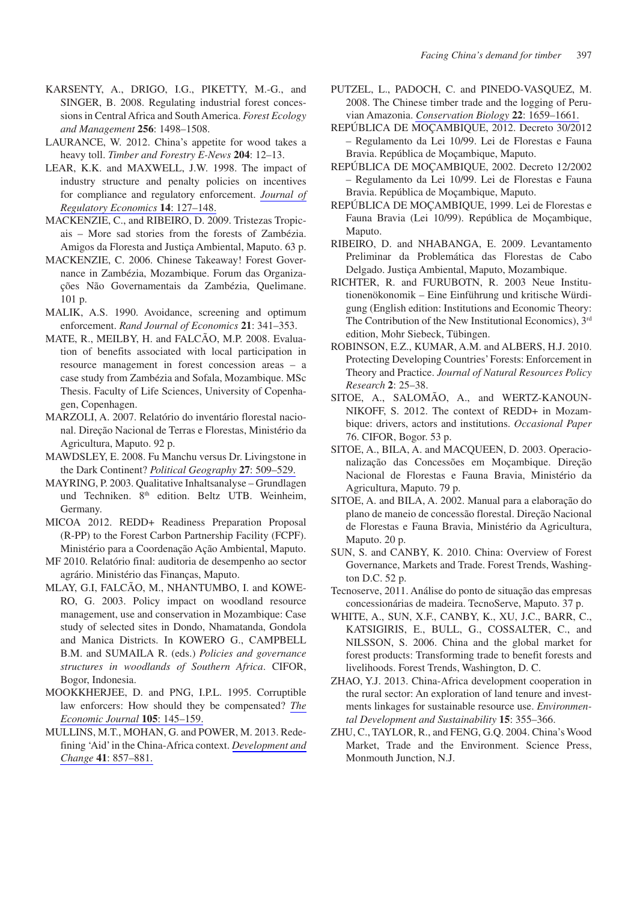KARSENTY, A., DRIGO, I.G., PIKETTY, M.-G., and SINGER, B. 2008. Regulating industrial forest concessions in Central Africa and South America. *Forest Ecology and Management* **256**: 1498–1508.

LAURANCE, W. 2012. China's appetite for wood takes a heavy toll. *Timber and Forestry E-News* **204**: 12–13.

LEAR, K.K. and MAXWELL, J.W. 1998. The impact of industry structure and penalty policies on incentives for compliance and regulatory enforcement. *Journal of Regulatory Economics* **14**: 127–148.

MACKENZIE, C., and RIBEIRO, D. 2009. Tristezas Tropicais – More sad stories from the forests of Zambézia. Amigos da Floresta and Justiça Ambiental, Maputo. 63 p.

MACKENZIE, C. 2006. Chinese Takeaway! Forest Governance in Zambézia, Mozambique. Forum das Organizações Não Governamentais da Zambézia, Quelimane. 101 p.

MALIK, A.S. 1990. Avoidance, screening and optimum enforcement. *Rand Journal of Economics* **21**: 341–353.

MATE, R., MEILBY, H. and FALCÃO, M.P. 2008. Evaluation of benefits associated with local participation in resource management in forest concession areas – a case study from Zambézia and Sofala, Mozambique. MSc Thesis. Faculty of Life Sciences, University of Copenhagen, Copenhagen.

MARZOLI, A. 2007. Relatório do inventário florestal nacional. Direção Nacional de Terras e Florestas, Ministério da Agricultura, Maputo. 92 p.

MAWDSLEY, E. 2008. Fu Manchu versus Dr. Livingstone in the Dark Continent? *Political Geography* **27**: 509–529.

MAYRING, P. 2003. Qualitative Inhaltsanalyse – Grundlagen und Techniken. 8th edition. Beltz UTB. Weinheim, Germany.

MICOA 2012. REDD+ Readiness Preparation Proposal (R-PP) to the Forest Carbon Partnership Facility (FCPF). Ministério para a Coordenação Ação Ambiental, Maputo.

MF 2010. Relatório final: auditoria de desempenho ao sector agrário. Ministério das Finanças, Maputo.

MLAY, G.I, FALCÃO, M., NHANTUMBO, I. and KOWERO, G. 2003. Policy impact on woodland resource management, use and conservation in Mozambique: Case study of selected sites in Dondo, Nhamatanda, Gondola and Manica Districts. In KOWERO G., CAMPBELL B.M. and SUMAILA R. (eds.) *Policies and governance structures in woodlands of Southern Africa*. CIFOR, Bogor, Indonesia.

MOOKKHERJEE, D. and PNG, I.P.L. 1995. Corruptible law enforcers: How should they be compensated? *The Economic Journal* **105**: 145–159.

MULLINS, M.T., MOHAN, G. and POWER, M. 2013. Redefining 'Aid' in the China-Africa context. *Development and Change* **41**: 857–881.

PUTZEL, L., PADOCH, C. and PINEDO-VASQUEZ, M. 2008. The Chinese timber trade and the logging of Peruvian Amazonia. *Conservation Biology* **22**: 1659–1661.

REPÚBLICA DE MOÇAMBIQUE, 2012. Decreto 30/2012 – Regulamento da Lei 10/99. Lei de Florestas e Fauna Bravia. República de Moçambique, Maputo.

REPÚBLICA DE MOÇAMBIQUE, 2002. Decreto 12/2002 – Regulamento da Lei 10/99. Lei de Florestas e Fauna Bravia. República de Moçambique, Maputo.

REPÚBLICA DE MOÇAMBIQUE, 1999. Lei de Florestas e Fauna Bravia (Lei 10/99). República de Moçambique, Maputo.

RIBEIRO, D. and NHABANGA, E. 2009. Levantamento Preliminar da Problemática das Florestas de Cabo Delgado. Justiça Ambiental, Maputo, Mozambique.

RICHTER, R. and FURUBOTN, R. 2003 Neue Institutionenökonomik – Eine Einführung und kritische Würdigung (English edition: Institutions and Economic Theory: The Contribution of the New Institutional Economics), 3rd edition, Mohr Siebeck, Tübingen.

ROBINSON, E.Z., KUMAR, A.M. and ALBERS, H.J. 2010. Protecting Developing Countries' Forests: Enforcement in Theory and Practice. *Journal of Natural Resources Policy Research* **2**: 25–38.

SITOE, A., SALOMÃO, A., and WERTZ-KANOUNNIKOFF, S. 2012. The context of REDD+ in Mozambique: drivers, actors and institutions. *Occasional Paper* 76. CIFOR, Bogor. 53 p.

SITOE, A., BILA, A. and MACQUEEN, D. 2003. Operacionalização das Concessões em Moçambique. Direção Nacional de Florestas e Fauna Bravia, Ministério da Agricultura, Maputo. 79 p.

SITOE, A. and BILA, A. 2002. Manual para a elaboração do plano de maneio de concessão florestal. Direção Nacional de Florestas e Fauna Bravia, Ministério da Agricultura, Maputo. 20 p.

SUN, S. and CANBY, K. 2010. China: Overview of Forest Governance, Markets and Trade. Forest Trends, Washington D.C. 52 p.

Tecnoserve, 2011. Análise do ponto de situação das empresas concessionárias de madeira. TecnoServe, Maputo. 37 p.

WHITE, A., SUN, X.F., CANBY, K., XU, J.C., BARR, C., KATSIGIRIS, E., BULL, G., COSSALTER, C., and NILSSON, S. 2006. China and the global market for forest products: Transforming trade to benefit forests and livelihoods. Forest Trends, Washington, D. C.

ZHAO, Y.J. 2013. China-Africa development cooperation in the rural sector: An exploration of land tenure and investments linkages for sustainable resource use. *Environmental Development and Sustainability* **15**: 355–366.

ZHU, C., TAYLOR, R., and FENG, G.Q. 2004. China's Wood Market, Trade and the Environment. Science Press, Monmouth Junction, N.J.